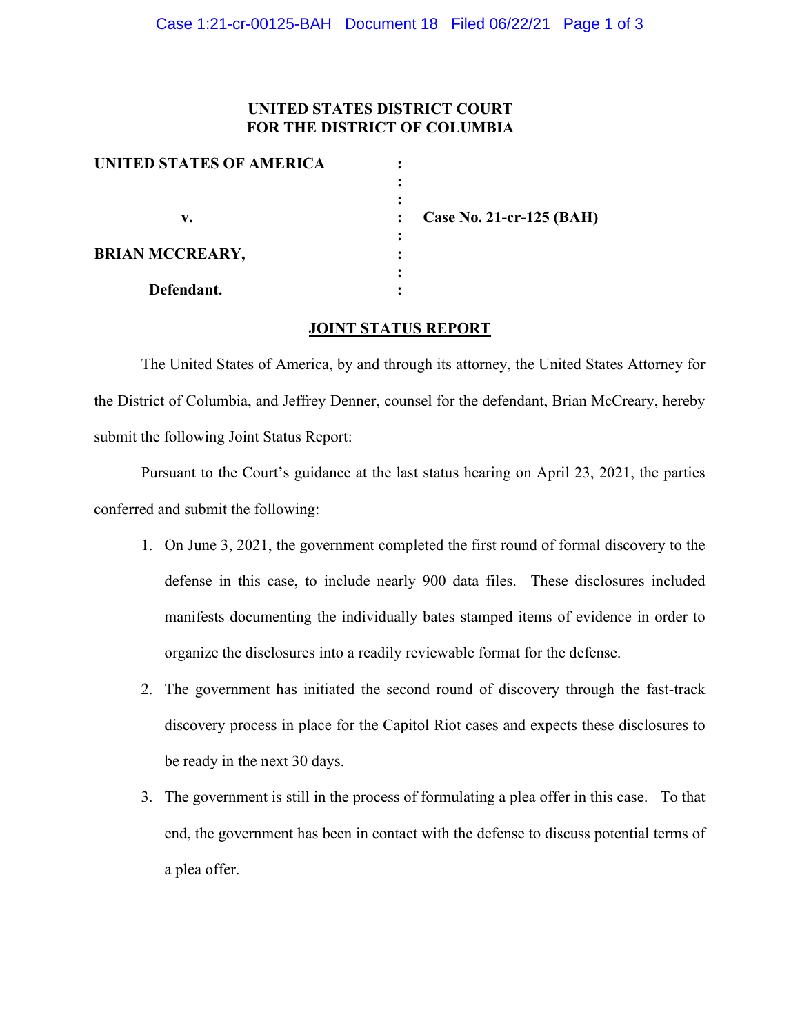**UNITED STATES DISTRICT COURT**
**FOR THE DISTRICT OF COLUMBIA**

| | | |
|---|---|---|
| **UNITED STATES OF AMERICA** | : | |
| | : | |
| **v.** | : | **Case No. 21-cr-125 (BAH)** |
| | : | |
| **BRIAN MCCREARY,** | : | |
| | : | |
| **Defendant.** | : | |

**JOINT STATUS REPORT**

The United States of America, by and through its attorney, the United States Attorney for the District of Columbia, and Jeffrey Denner, counsel for the defendant, Brian McCreary, hereby submit the following Joint Status Report:

Pursuant to the Court's guidance at the last status hearing on April 23, 2021, the parties conferred and submit the following:

1. On June 3, 2021, the government completed the first round of formal discovery to the defense in this case, to include nearly 900 data files. These disclosures included manifests documenting the individually bates stamped items of evidence in order to organize the disclosures into a readily reviewable format for the defense.

2. The government has initiated the second round of discovery through the fast-track discovery process in place for the Capitol Riot cases and expects these disclosures to be ready in the next 30 days.

3. The government is still in the process of formulating a plea offer in this case. To that end, the government has been in contact with the defense to discuss potential terms of a plea offer.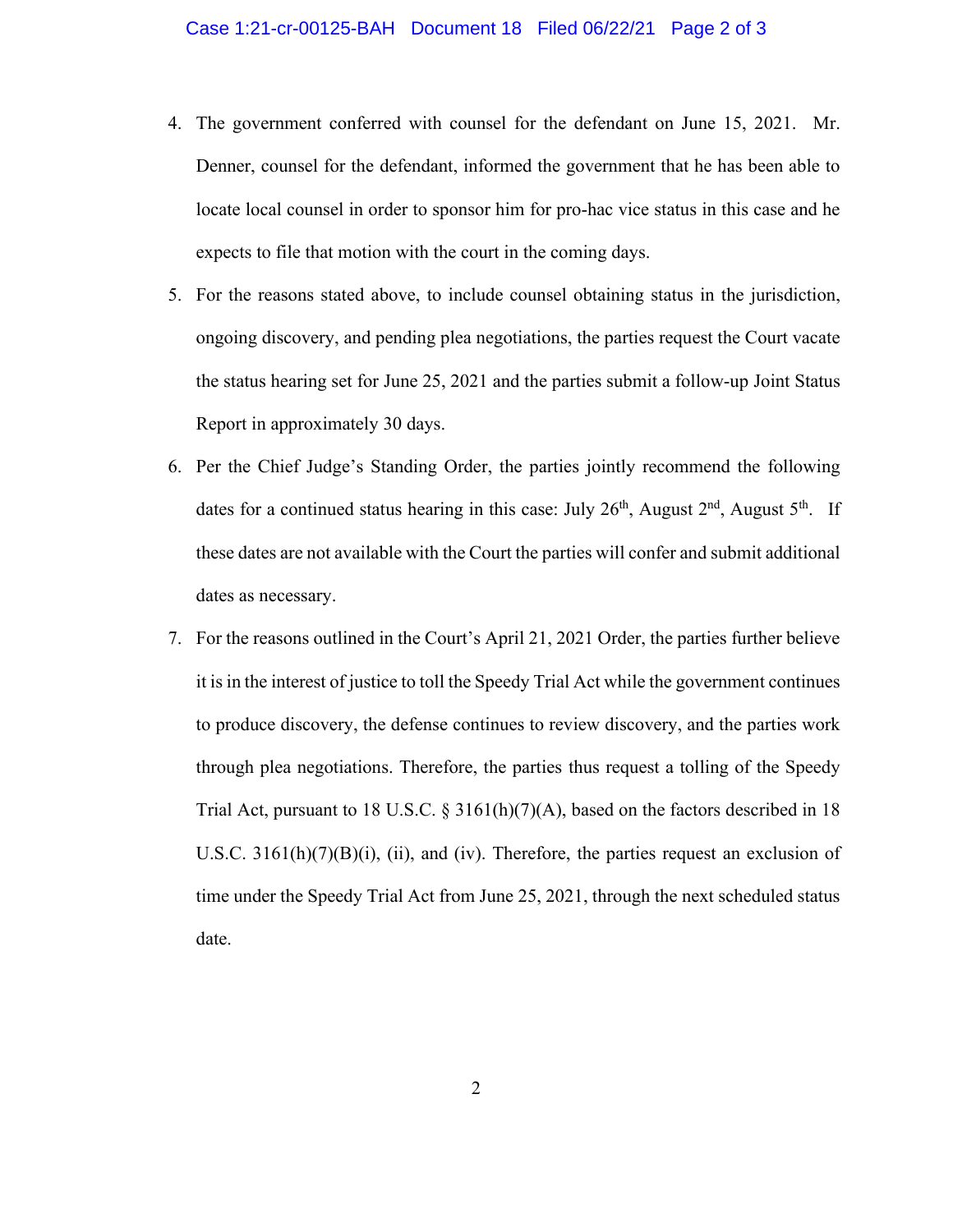4. The government conferred with counsel for the defendant on June 15, 2021. Mr. Denner, counsel for the defendant, informed the government that he has been able to locate local counsel in order to sponsor him for pro-hac vice status in this case and he expects to file that motion with the court in the coming days.

5. For the reasons stated above, to include counsel obtaining status in the jurisdiction, ongoing discovery, and pending plea negotiations, the parties request the Court vacate the status hearing set for June 25, 2021 and the parties submit a follow-up Joint Status Report in approximately 30 days.

6. Per the Chief Judge's Standing Order, the parties jointly recommend the following dates for a continued status hearing in this case: July 26th, August 2nd, August 5th. If these dates are not available with the Court the parties will confer and submit additional dates as necessary.

7. For the reasons outlined in the Court's April 21, 2021 Order, the parties further believe it is in the interest of justice to toll the Speedy Trial Act while the government continues to produce discovery, the defense continues to review discovery, and the parties work through plea negotiations. Therefore, the parties thus request a tolling of the Speedy Trial Act, pursuant to 18 U.S.C. § 3161(h)(7)(A), based on the factors described in 18 U.S.C. 3161(h)(7)(B)(i), (ii), and (iv). Therefore, the parties request an exclusion of time under the Speedy Trial Act from June 25, 2021, through the next scheduled status date.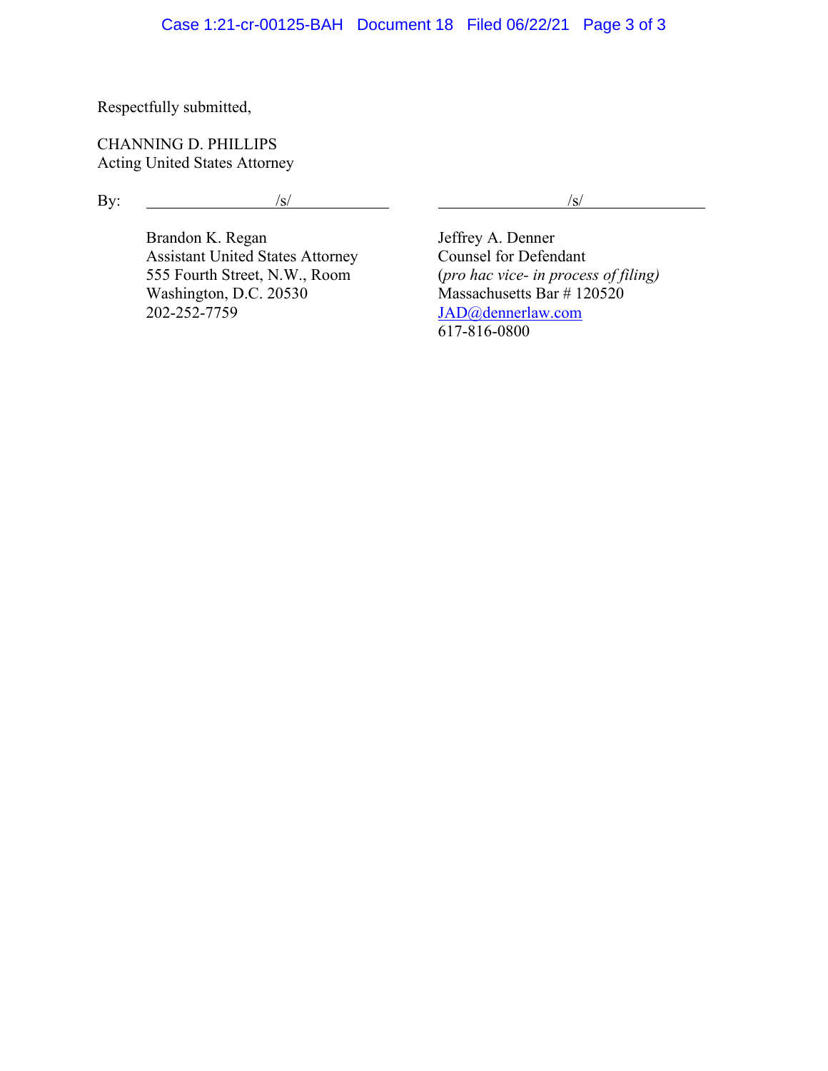Respectfully submitted,

CHANNING D. PHILLIPS
Acting United States Attorney

By: /s/

Brandon K. Regan
Assistant United States Attorney
555 Fourth Street, N.W., Room
Washington, D.C. 20530
202-252-7759

/s/

Jeffrey A. Denner
Counsel for Defendant
(*pro hac vice- in process of filing)*
Massachusetts Bar # 120520
JAD@dennerlaw.com
617-816-0800